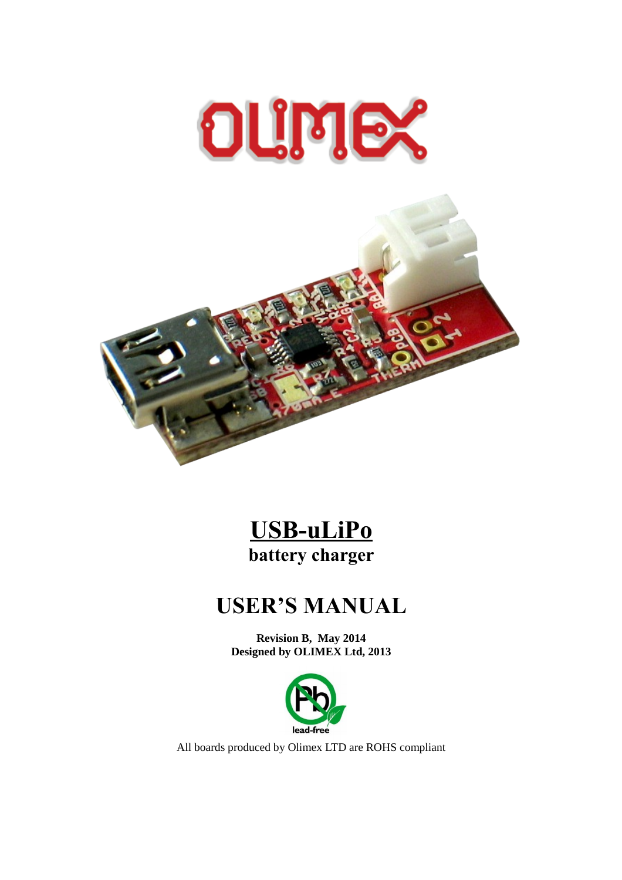# USB-uLiPo

**battery charger**

# USER'S MANUAL

**Revision B, May 2014**
**Designed by OLIMEX Ltd, 2013**

All boards produced by Olimex LTD are ROHS compliant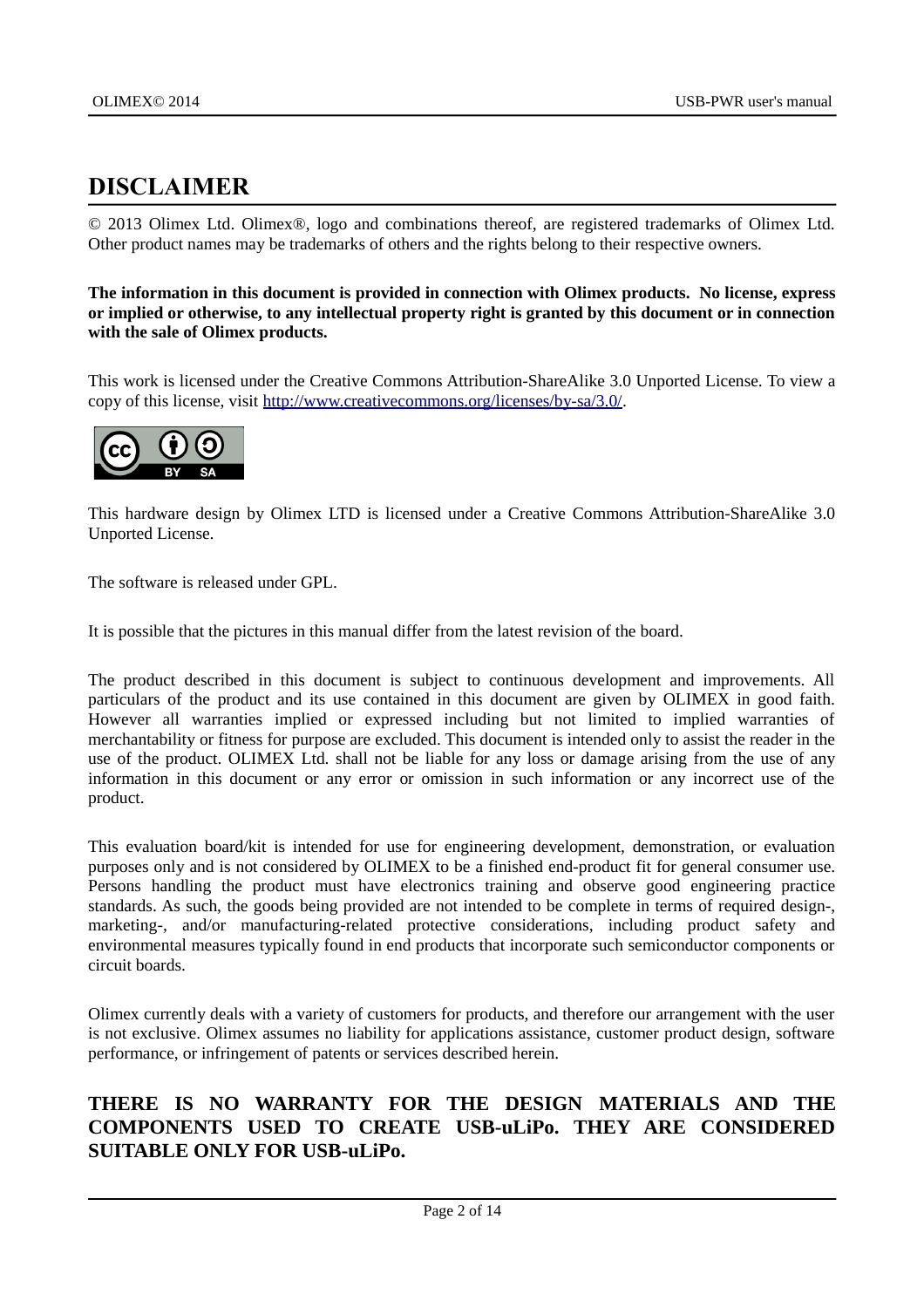# DISCLAIMER

© 2013 Olimex Ltd. Olimex®, logo and combinations thereof, are registered trademarks of Olimex Ltd. Other product names may be trademarks of others and the rights belong to their respective owners.

**The information in this document is provided in connection with Olimex products. No license, express or implied or otherwise, to any intellectual property right is granted by this document or in connection with the sale of Olimex products.**

This work is licensed under the Creative Commons Attribution-ShareAlike 3.0 Unported License. To view a copy of this license, visit [http://www.creativecommons.org/licenses/by-sa/3.0/](http://www.creativecommons.org/licenses/by-sa/3.0/).

This hardware design by Olimex LTD is licensed under a Creative Commons Attribution-ShareAlike 3.0 Unported License.

The software is released under GPL.

It is possible that the pictures in this manual differ from the latest revision of the board.

The product described in this document is subject to continuous development and improvements. All particulars of the product and its use contained in this document are given by OLIMEX in good faith. However all warranties implied or expressed including but not limited to implied warranties of merchantability or fitness for purpose are excluded. This document is intended only to assist the reader in the use of the product. OLIMEX Ltd. shall not be liable for any loss or damage arising from the use of any information in this document or any error or omission in such information or any incorrect use of the product.

This evaluation board/kit is intended for use for engineering development, demonstration, or evaluation purposes only and is not considered by OLIMEX to be a finished end-product fit for general consumer use. Persons handling the product must have electronics training and observe good engineering practice standards. As such, the goods being provided are not intended to be complete in terms of required design-, marketing-, and/or manufacturing-related protective considerations, including product safety and environmental measures typically found in end products that incorporate such semiconductor components or circuit boards.

Olimex currently deals with a variety of customers for products, and therefore our arrangement with the user is not exclusive. Olimex assumes no liability for applications assistance, customer product design, software performance, or infringement of patents or services described herein.

**THERE IS NO WARRANTY FOR THE DESIGN MATERIALS AND THE COMPONENTS USED TO CREATE USB-uLiPo. THEY ARE CONSIDERED SUITABLE ONLY FOR USB-uLiPo.**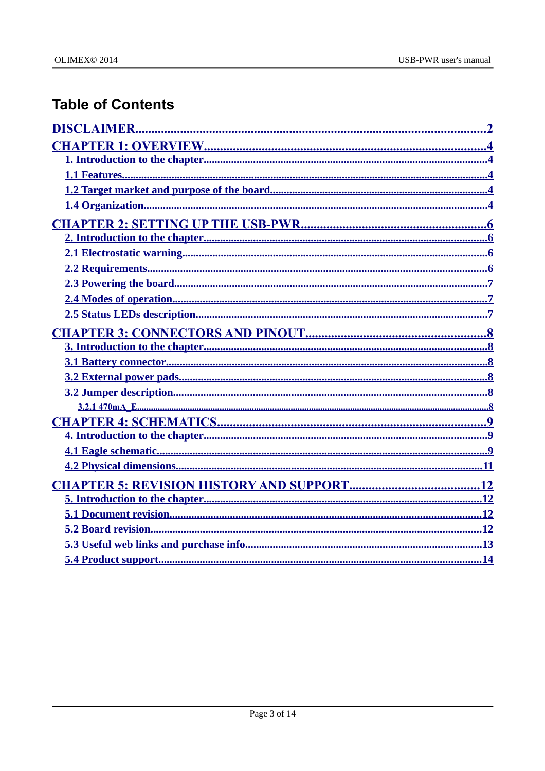# Table of Contents

DISCLAIMER.....2

CHAPTER 1: OVERVIEW.....4

- 1. Introduction to the chapter.....4
- 1.1 Features.....4
- 1.2 Target market and purpose of the board.....4
- 1.4 Organization.....4

CHAPTER 2: SETTING UP THE USB-PWR.....6

- 2. Introduction to the chapter.....6
- 2.1 Electrostatic warning.....6
- 2.2 Requirements.....6
- 2.3 Powering the board.....7
- 2.4 Modes of operation.....7
- 2.5 Status LEDs description.....7

CHAPTER 3: CONNECTORS AND PINOUT.....8

- 3. Introduction to the chapter.....8
- 3.1 Battery connector.....8
- 3.2 External power pads.....8
- 3.2 Jumper description.....8
  - 3.2.1 470mA_E.....8

CHAPTER 4: SCHEMATICS.....9

- 4. Introduction to the chapter.....9
- 4.1 Eagle schematic.....9
- 4.2 Physical dimensions.....11

CHAPTER 5: REVISION HISTORY AND SUPPORT.....12

- 5. Introduction to the chapter.....12
- 5.1 Document revision.....12
- 5.2 Board revision.....12
- 5.3 Useful web links and purchase info.....13
- 5.4 Product support.....14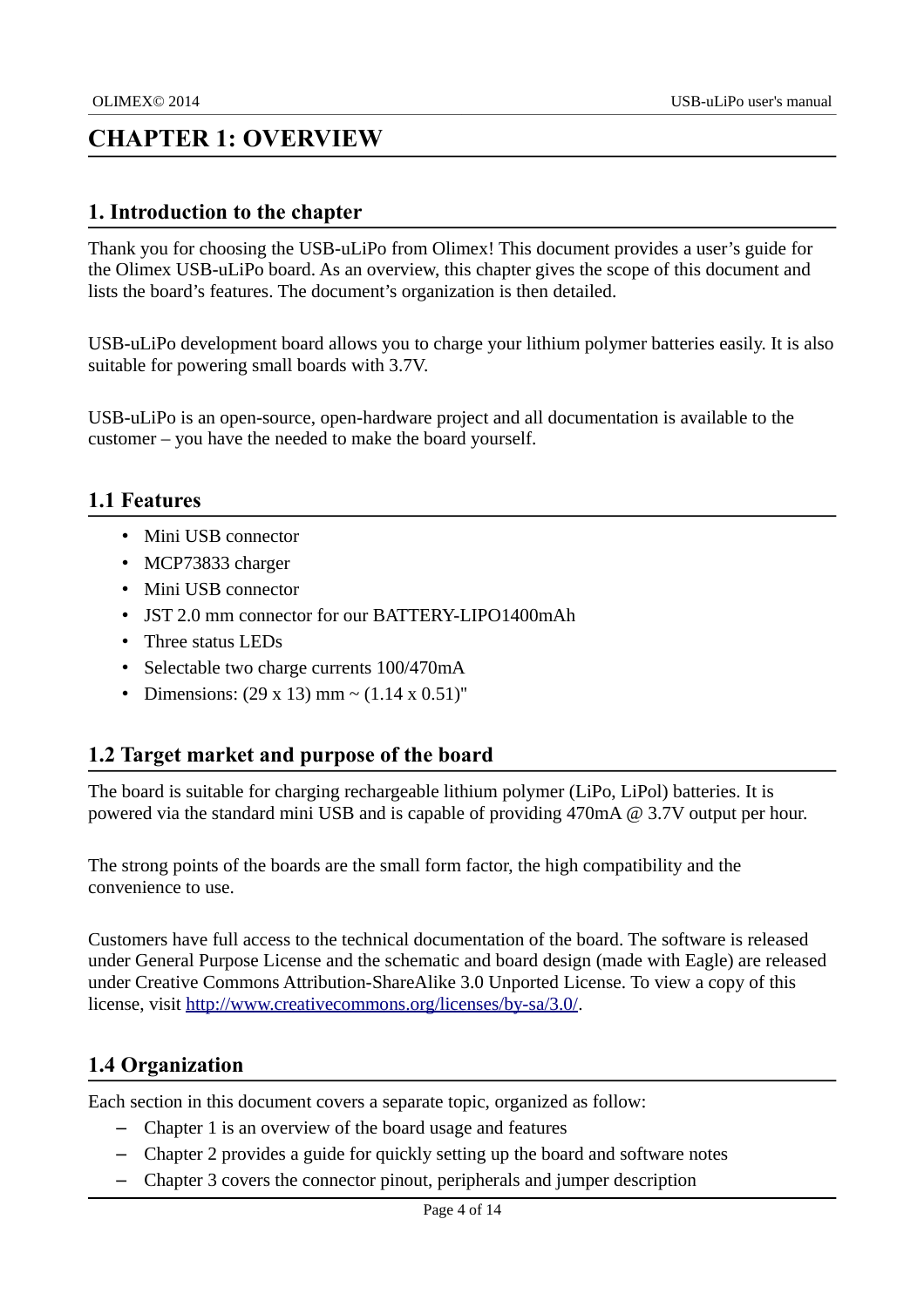# CHAPTER 1: OVERVIEW

## 1. Introduction to the chapter

Thank you for choosing the USB-uLiPo from Olimex! This document provides a user's guide for the Olimex USB-uLiPo board. As an overview, this chapter gives the scope of this document and lists the board's features. The document's organization is then detailed.

USB-uLiPo development board allows you to charge your lithium polymer batteries easily. It is also suitable for powering small boards with 3.7V.

USB-uLiPo is an open-source, open-hardware project and all documentation is available to the customer – you have the needed to make the board yourself.

## 1.1 Features

- Mini USB connector
- MCP73833 charger
- Mini USB connector
- JST 2.0 mm connector for our BATTERY-LIPO1400mAh
- Three status LEDs
- Selectable two charge currents 100/470mA
- Dimensions: (29 x 13) mm ~ (1.14 x 0.51)"

## 1.2 Target market and purpose of the board

The board is suitable for charging rechargeable lithium polymer (LiPo, LiPol) batteries. It is powered via the standard mini USB and is capable of providing 470mA @ 3.7V output per hour.

The strong points of the boards are the small form factor, the high compatibility and the convenience to use.

Customers have full access to the technical documentation of the board. The software is released under General Purpose License and the schematic and board design (made with Eagle) are released under Creative Commons Attribution-ShareAlike 3.0 Unported License. To view a copy of this license, visit http://www.creativecommons.org/licenses/by-sa/3.0/.

## 1.4 Organization

Each section in this document covers a separate topic, organized as follow:

- Chapter 1 is an overview of the board usage and features
- Chapter 2 provides a guide for quickly setting up the board and software notes
- Chapter 3 covers the connector pinout, peripherals and jumper description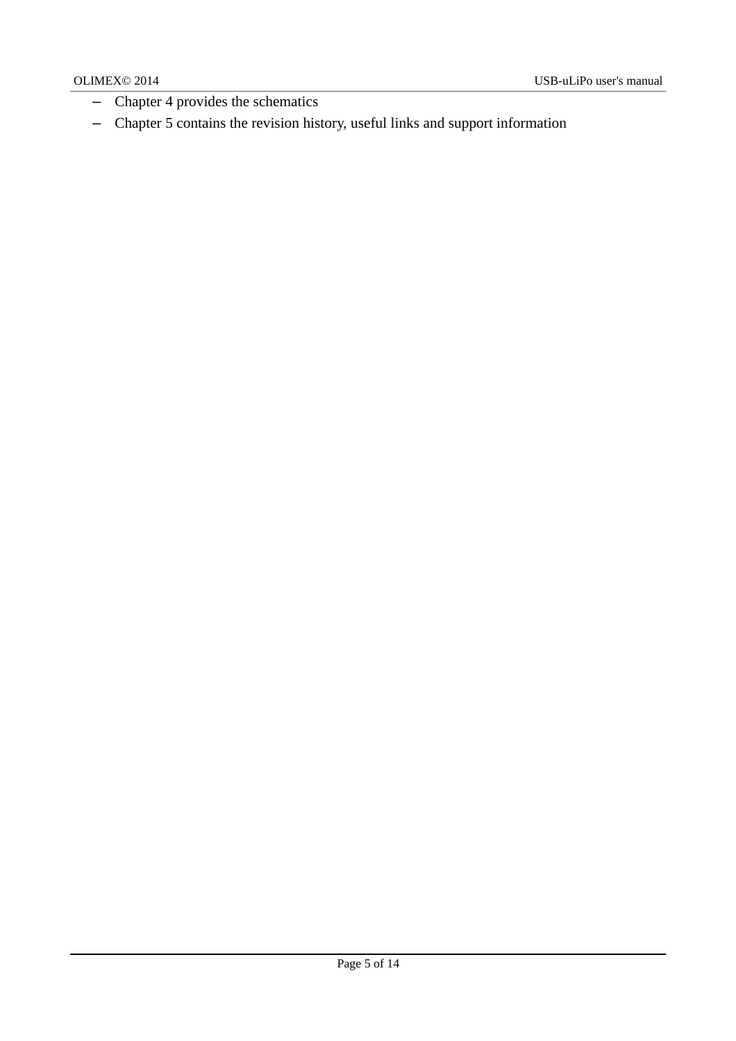- Chapter 4 provides the schematics
- Chapter 5 contains the revision history, useful links and support information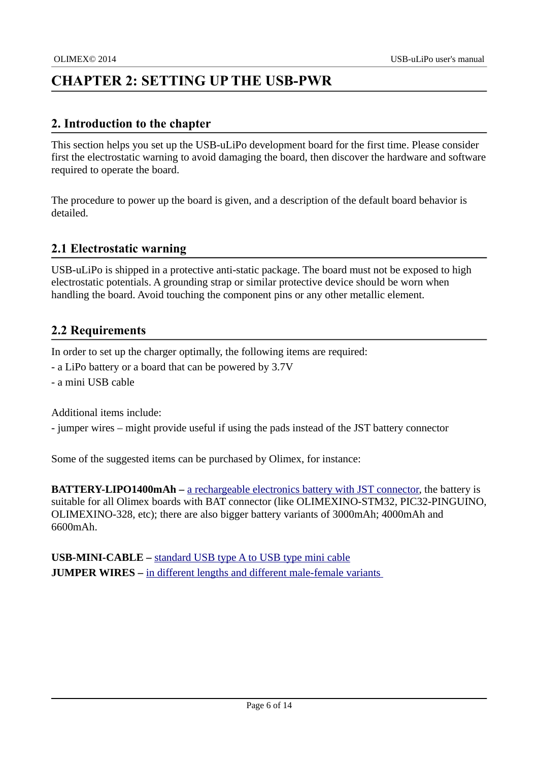# CHAPTER 2: SETTING UP THE USB-PWR

## 2. Introduction to the chapter

This section helps you set up the USB-uLiPo development board for the first time. Please consider first the electrostatic warning to avoid damaging the board, then discover the hardware and software required to operate the board.

The procedure to power up the board is given, and a description of the default board behavior is detailed.

## 2.1 Electrostatic warning

USB-uLiPo is shipped in a protective anti-static package. The board must not be exposed to high electrostatic potentials. A grounding strap or similar protective device should be worn when handling the board. Avoid touching the component pins or any other metallic element.

## 2.2 Requirements

In order to set up the charger optimally, the following items are required:

- a LiPo battery or a board that can be powered by 3.7V
- a mini USB cable

Additional items include:

- jumper wires – might provide useful if using the pads instead of the JST battery connector

Some of the suggested items can be purchased by Olimex, for instance:

**BATTERY-LIPO1400mAh –** a rechargeable electronics battery with JST connector, the battery is suitable for all Olimex boards with BAT connector (like OLIMEXINO-STM32, PIC32-PINGUINO, OLIMEXINO-328, etc); there are also bigger battery variants of 3000mAh; 4000mAh and 6600mAh.

**USB-MINI-CABLE –** standard USB type A to USB type mini cable
**JUMPER WIRES –** in different lengths and different male-female variants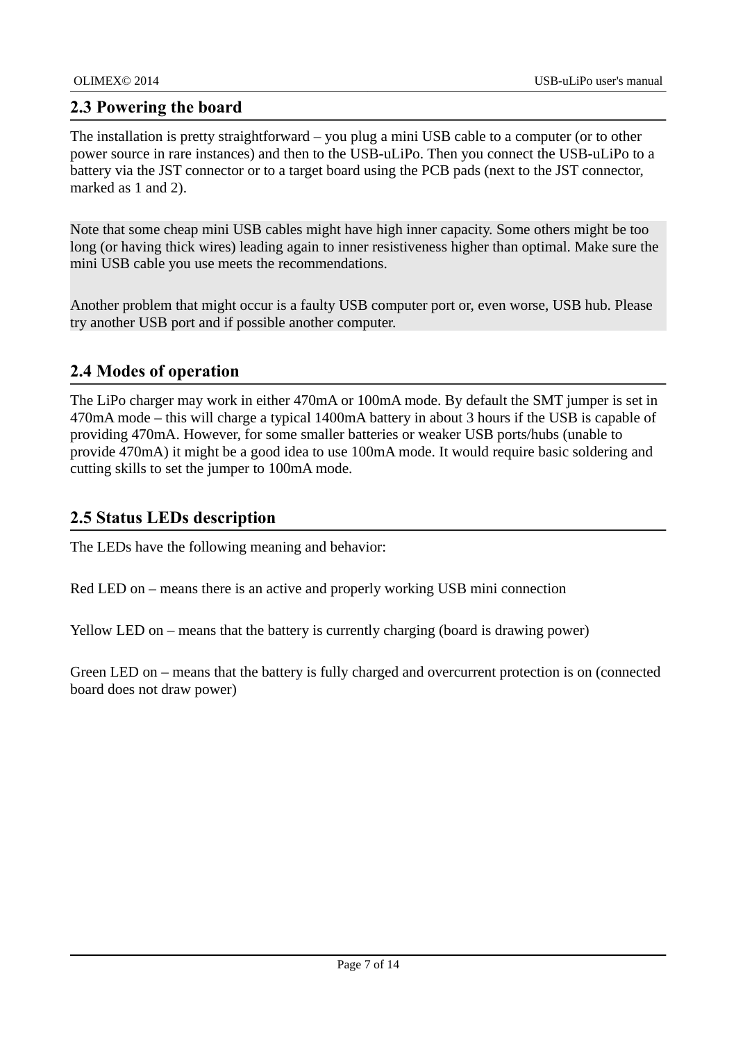## 2.3 Powering the board

The installation is pretty straightforward – you plug a mini USB cable to a computer (or to other power source in rare instances) and then to the USB-uLiPo. Then you connect the USB-uLiPo to a battery via the JST connector or to a target board using the PCB pads (next to the JST connector, marked as 1 and 2).

Note that some cheap mini USB cables might have high inner capacity. Some others might be too long (or having thick wires) leading again to inner resistiveness higher than optimal. Make sure the mini USB cable you use meets the recommendations.

Another problem that might occur is a faulty USB computer port or, even worse, USB hub. Please try another USB port and if possible another computer.

## 2.4 Modes of operation

The LiPo charger may work in either 470mA or 100mA mode. By default the SMT jumper is set in 470mA mode – this will charge a typical 1400mA battery in about 3 hours if the USB is capable of providing 470mA. However, for some smaller batteries or weaker USB ports/hubs (unable to provide 470mA) it might be a good idea to use 100mA mode. It would require basic soldering and cutting skills to set the jumper to 100mA mode.

## 2.5 Status LEDs description

The LEDs have the following meaning and behavior:

Red LED on – means there is an active and properly working USB mini connection

Yellow LED on – means that the battery is currently charging (board is drawing power)

Green LED on – means that the battery is fully charged and overcurrent protection is on (connected board does not draw power)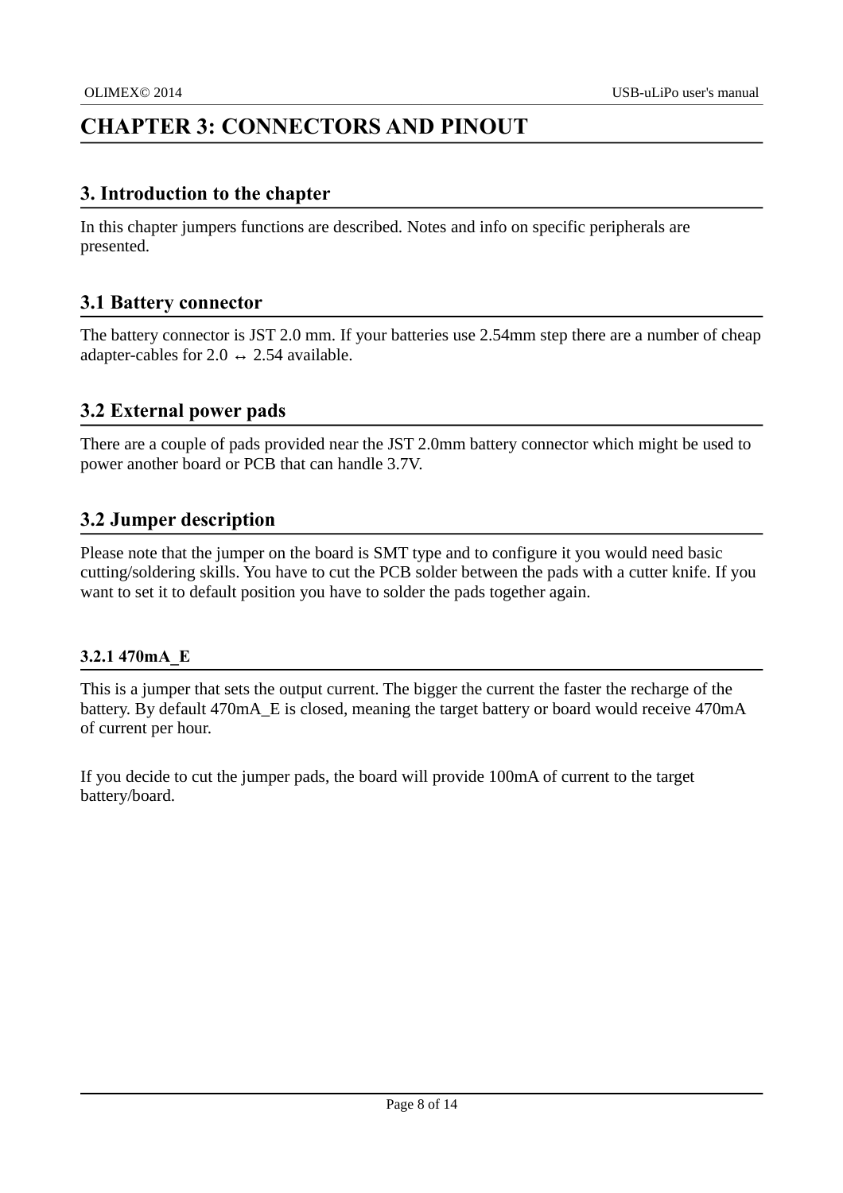# CHAPTER 3: CONNECTORS AND PINOUT

## 3. Introduction to the chapter

In this chapter jumpers functions are described. Notes and info on specific peripherals are presented.

## 3.1 Battery connector

The battery connector is JST 2.0 mm. If your batteries use 2.54mm step there are a number of cheap adapter-cables for 2.0 ↔ 2.54 available.

## 3.2 External power pads

There are a couple of pads provided near the JST 2.0mm battery connector which might be used to power another board or PCB that can handle 3.7V.

## 3.2 Jumper description

Please note that the jumper on the board is SMT type and to configure it you would need basic cutting/soldering skills. You have to cut the PCB solder between the pads with a cutter knife. If you want to set it to default position you have to solder the pads together again.

### 3.2.1 470mA_E

This is a jumper that sets the output current. The bigger the current the faster the recharge of the battery. By default 470mA_E is closed, meaning the target battery or board would receive 470mA of current per hour.

If you decide to cut the jumper pads, the board will provide 100mA of current to the target battery/board.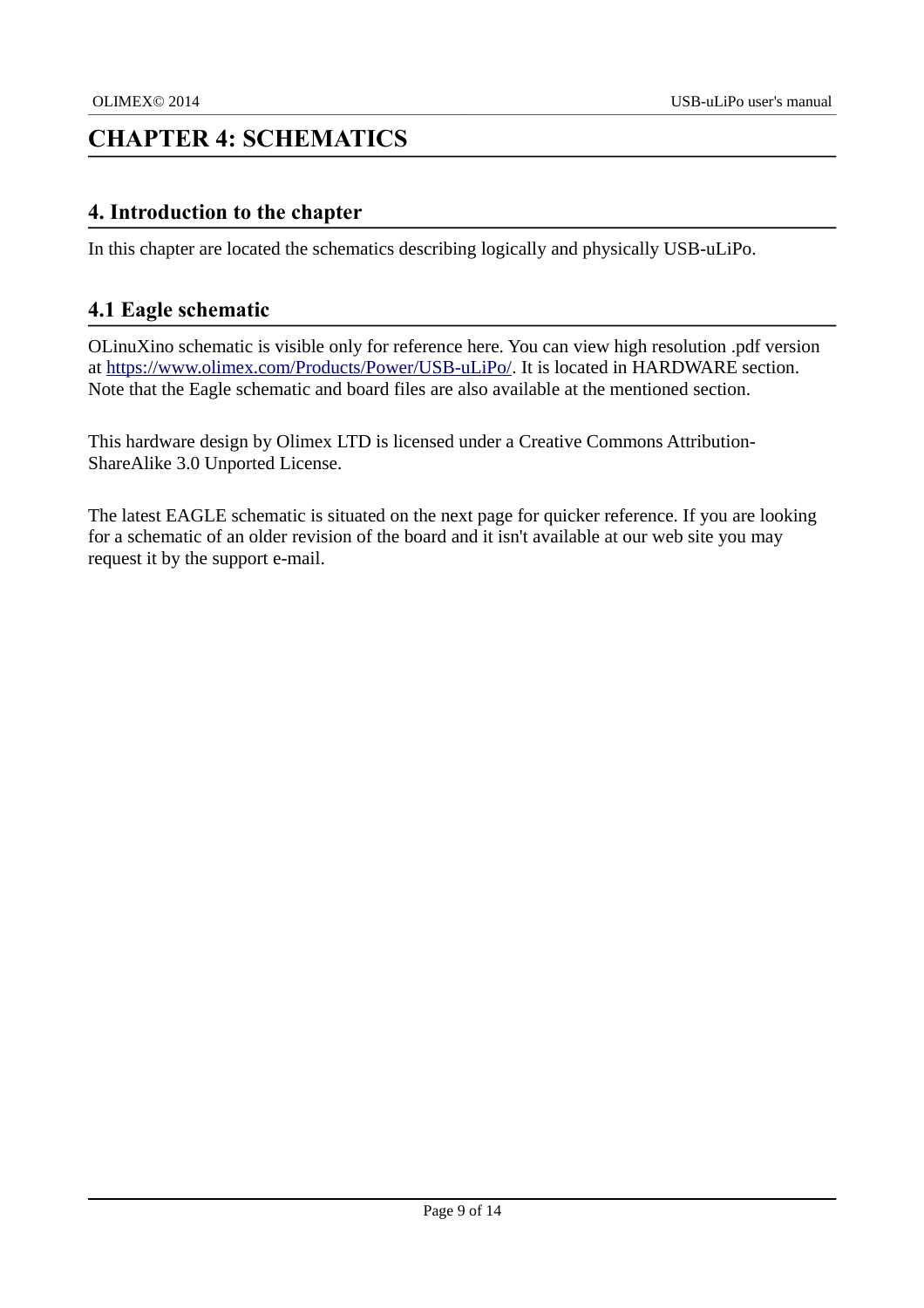# CHAPTER 4: SCHEMATICS

## 4. Introduction to the chapter

In this chapter are located the schematics describing logically and physically USB-uLiPo.

## 4.1 Eagle schematic

OLinuXino schematic is visible only for reference here. You can view high resolution .pdf version at [https://www.olimex.com/Products/Power/USB-uLiPo/](https://www.olimex.com/Products/Power/USB-uLiPo/). It is located in HARDWARE section. Note that the Eagle schematic and board files are also available at the mentioned section.

This hardware design by Olimex LTD is licensed under a Creative Commons Attribution-ShareAlike 3.0 Unported License.

The latest EAGLE schematic is situated on the next page for quicker reference. If you are looking for a schematic of an older revision of the board and it isn't available at our web site you may request it by the support e-mail.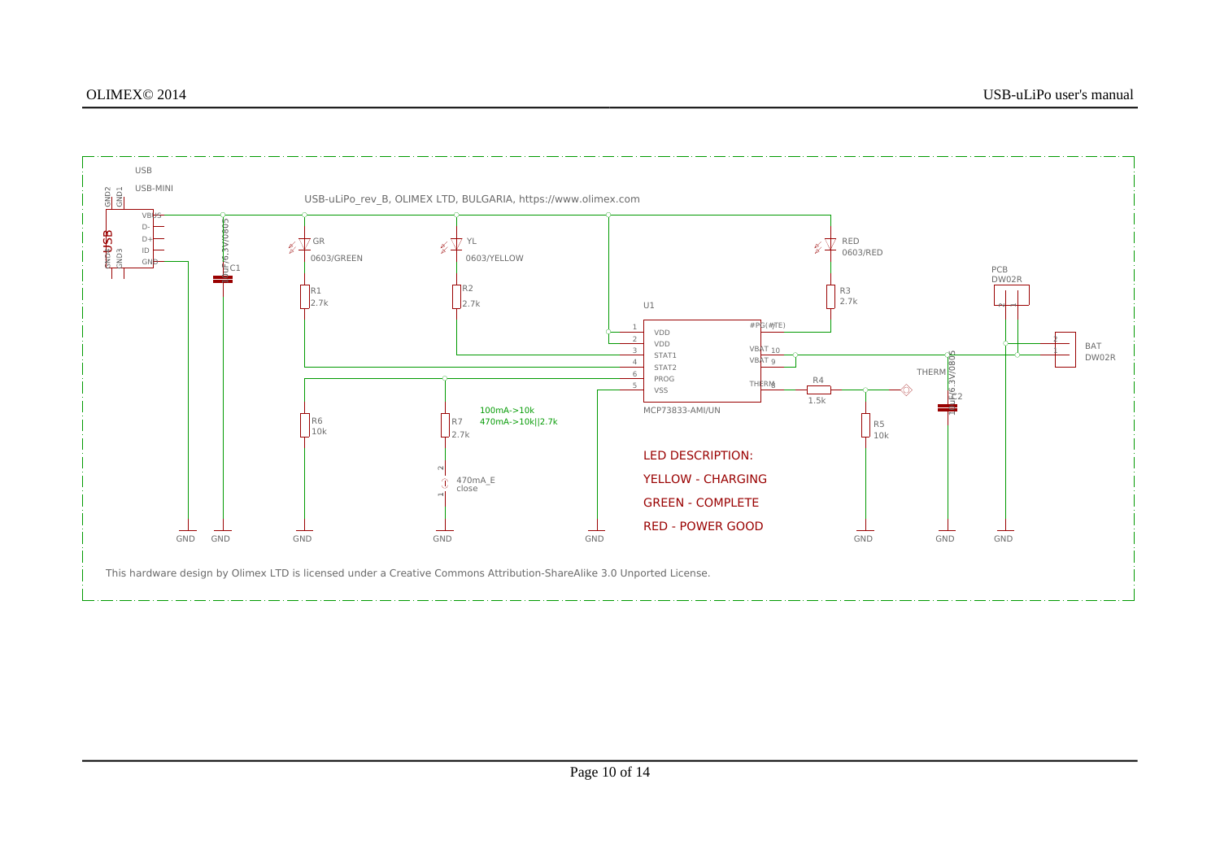USB-uLiPo_rev_B, OLIMEX LTD, BULGARIA, https://www.olimex.com

USB

USB-MINI

VBUS

D-

D+

ID

GND

GND1

GND2

GND3

C1

1uF/6.3V/0805

GR

0603/GREEN

R1

2.7k

YL

0603/YELLOW

R2

2.7k

RED

0603/RED

R3

2.7k

U1

VDD

VDD

STAT1

STAT2

PROG

VSS

#PG(#TE)

VBAT 10

VBAT 9

THERM 8

MCP73833-AMI/UN

R4

1.5k

R5

10k

THERM

C2

10uF/6.3V/0805

PCB

DW02R

BAT

DW02R

R6

10k

R7

2.7k

100mA->10k

470mA->10k||2.7k

470mA_E

close

LED DESCRIPTION:

YELLOW - CHARGING

GREEN - COMPLETE

RED - POWER GOOD

GND

This hardware design by Olimex LTD is licensed under a Creative Commons Attribution-ShareAlike 3.0 Unported License.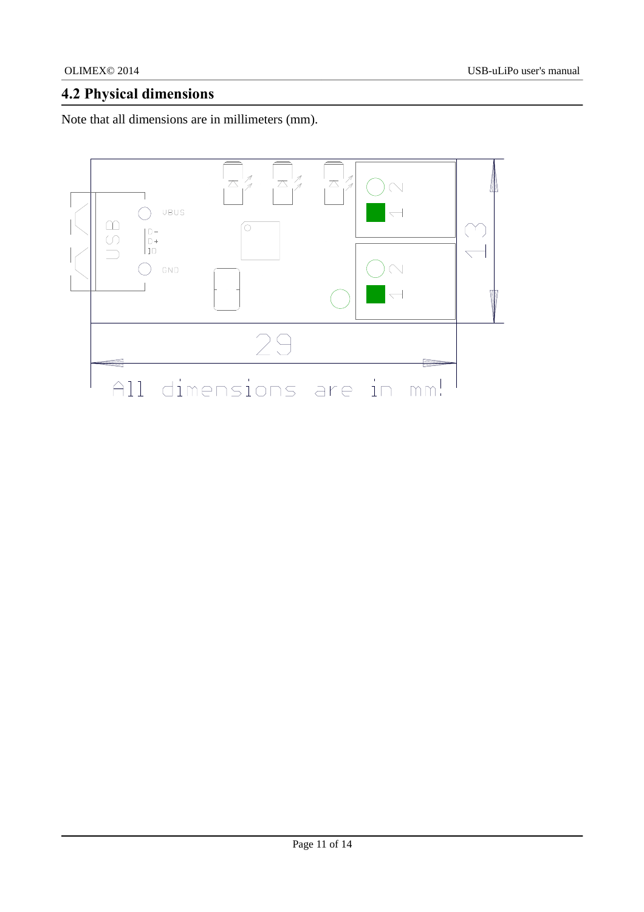## 4.2 Physical dimensions

Note that all dimensions are in millimeters (mm).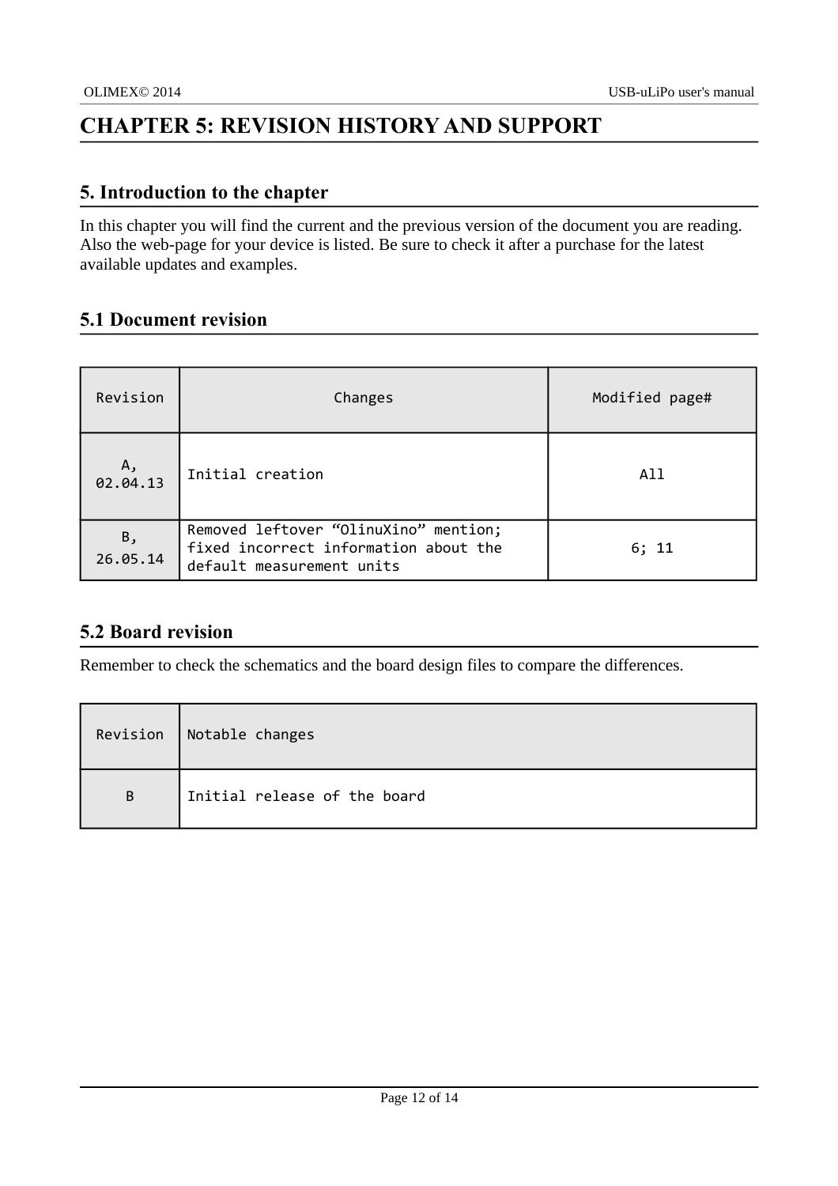# CHAPTER 5: REVISION HISTORY AND SUPPORT

## 5. Introduction to the chapter

In this chapter you will find the current and the previous version of the document you are reading. Also the web-page for your device is listed. Be sure to check it after a purchase for the latest available updates and examples.

## 5.1 Document revision

| Revision | Changes | Modified page# |
|---|---|---|
| A, 02.04.13 | Initial creation | All |
| B, 26.05.14 | Removed leftover “OlinuXino” mention; fixed incorrect information about the default measurement units | 6; 11 |

## 5.2 Board revision

Remember to check the schematics and the board design files to compare the differences.

| Revision | Notable changes |
|---|---|
| B | Initial release of the board |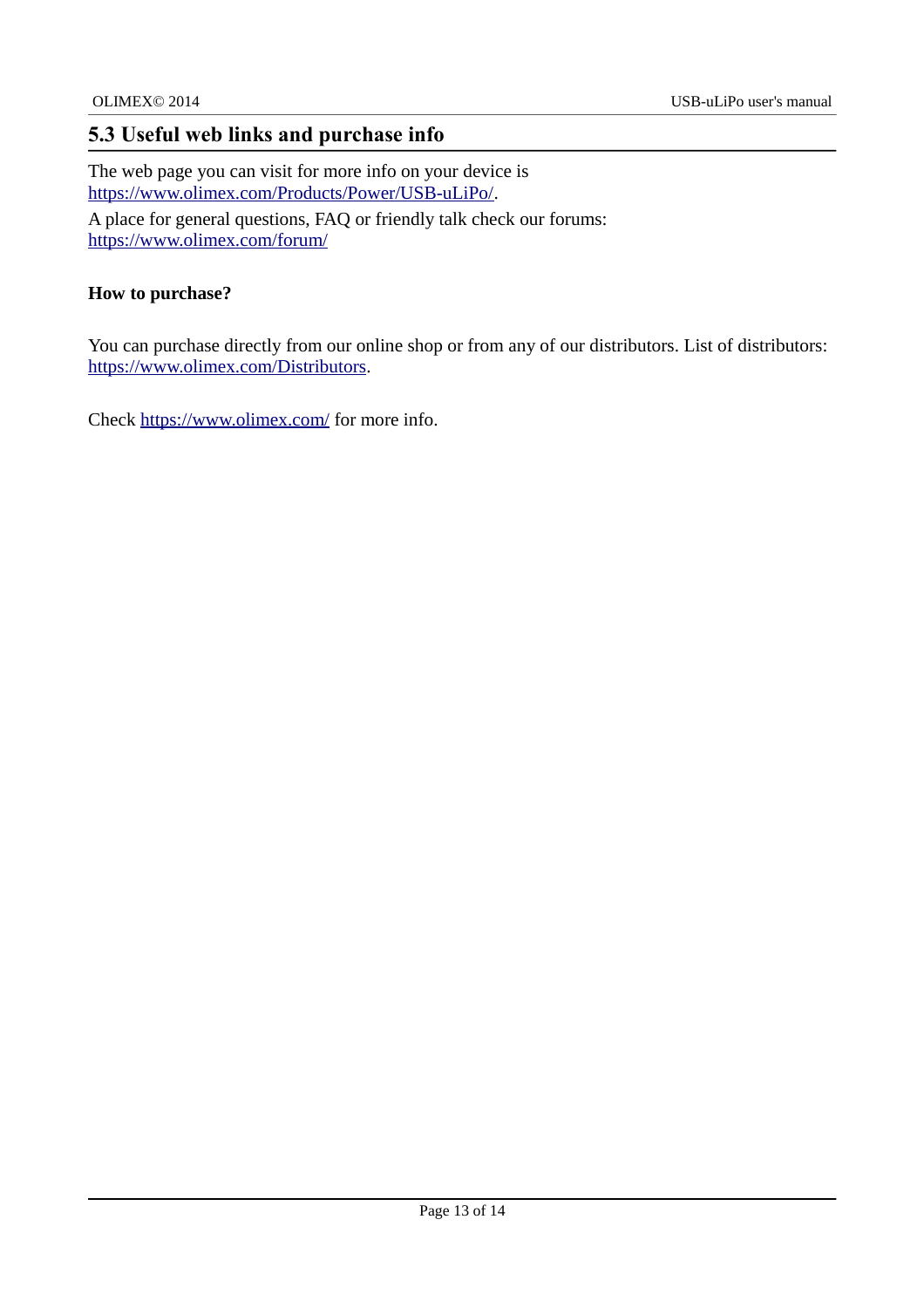## 5.3 Useful web links and purchase info

The web page you can visit for more info on your device is https://www.olimex.com/Products/Power/USB-uLiPo/.

A place for general questions, FAQ or friendly talk check our forums: https://www.olimex.com/forum/

**How to purchase?**

You can purchase directly from our online shop or from any of our distributors. List of distributors: https://www.olimex.com/Distributors.

Check https://www.olimex.com/ for more info.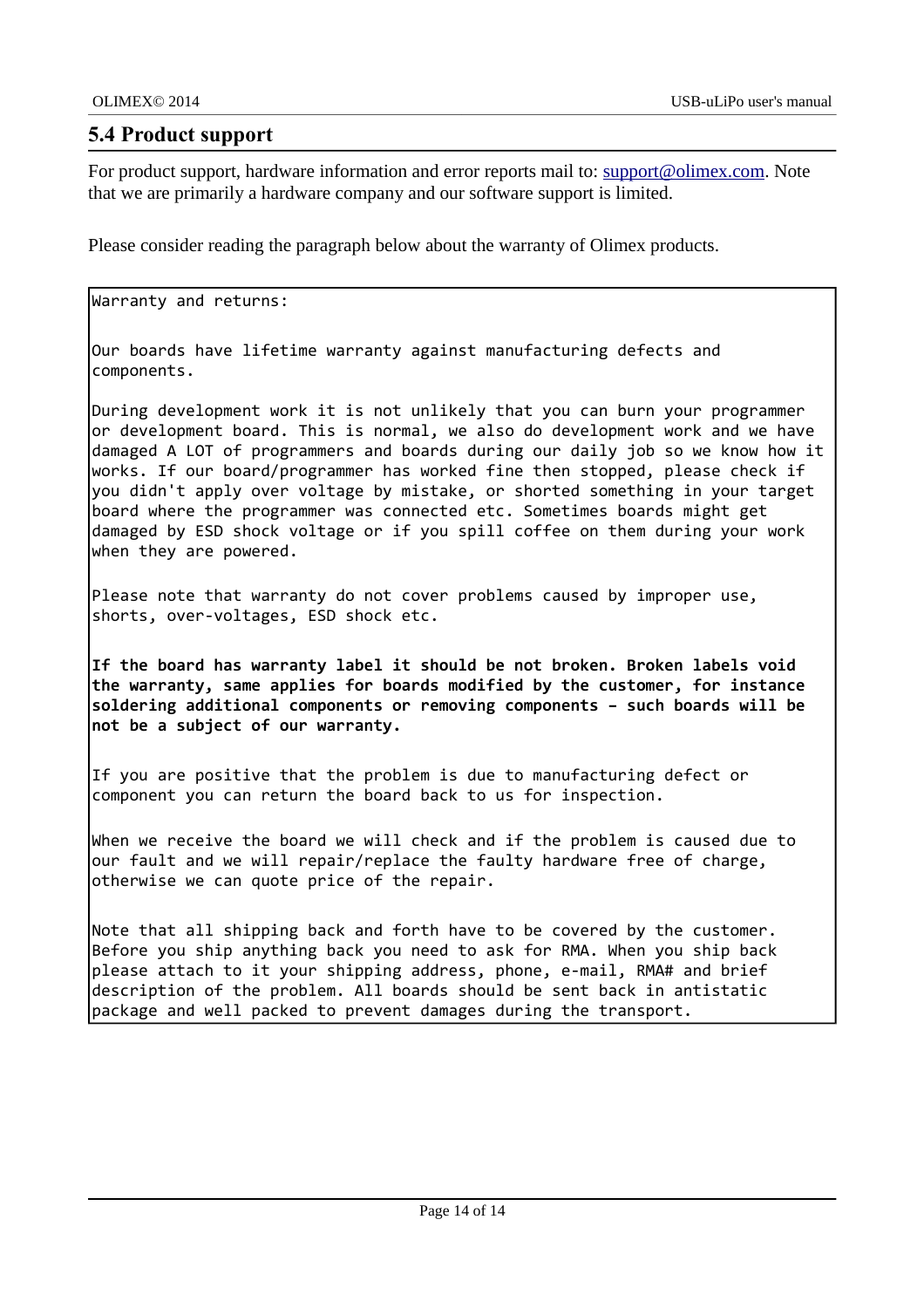## 5.4 Product support

For product support, hardware information and error reports mail to: support@olimex.com. Note that we are primarily a hardware company and our software support is limited.

Please consider reading the paragraph below about the warranty of Olimex products.

Warranty and returns:

Our boards have lifetime warranty against manufacturing defects and components.

During development work it is not unlikely that you can burn your programmer or development board. This is normal, we also do development work and we have damaged A LOT of programmers and boards during our daily job so we know how it works. If our board/programmer has worked fine then stopped, please check if you didn't apply over voltage by mistake, or shorted something in your target board where the programmer was connected etc. Sometimes boards might get damaged by ESD shock voltage or if you spill coffee on them during your work when they are powered.

Please note that warranty do not cover problems caused by improper use, shorts, over-voltages, ESD shock etc.

**If the board has warranty label it should be not broken. Broken labels void the warranty, same applies for boards modified by the customer, for instance soldering additional components or removing components – such boards will be not be a subject of our warranty.**

If you are positive that the problem is due to manufacturing defect or component you can return the board back to us for inspection.

When we receive the board we will check and if the problem is caused due to our fault and we will repair/replace the faulty hardware free of charge, otherwise we can quote price of the repair.

Note that all shipping back and forth have to be covered by the customer. Before you ship anything back you need to ask for RMA. When you ship back please attach to it your shipping address, phone, e-mail, RMA# and brief description of the problem. All boards should be sent back in antistatic package and well packed to prevent damages during the transport.